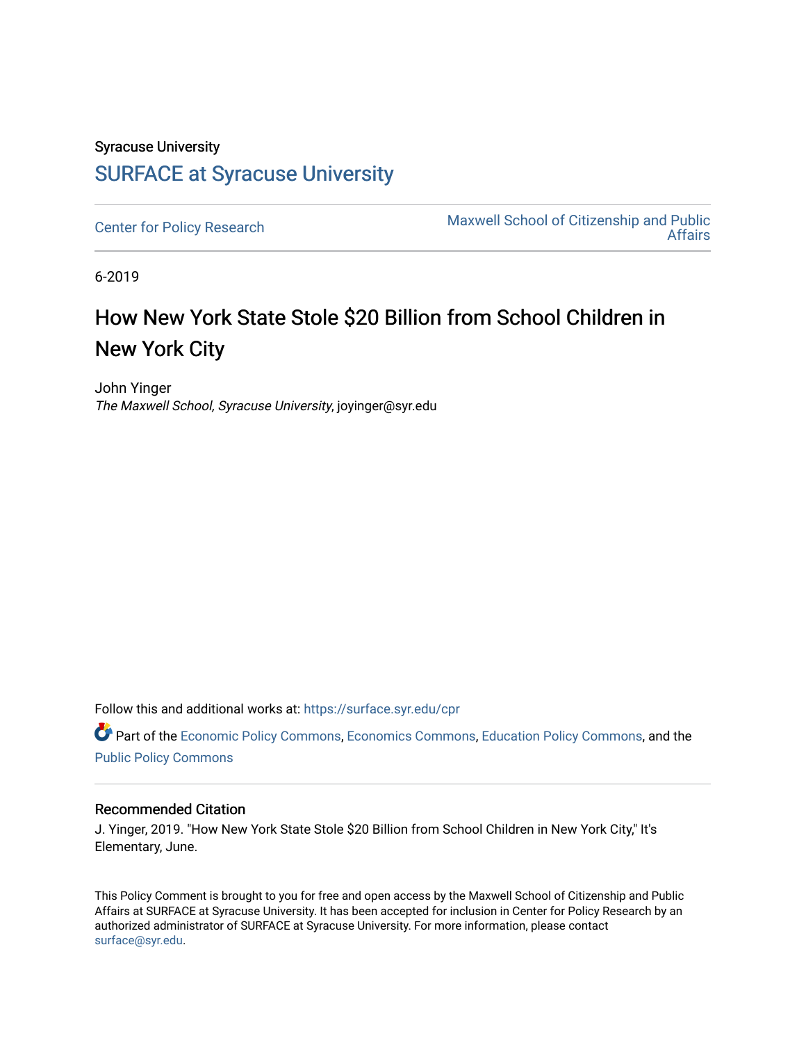Syracuse University

# SURFACE at Syracuse University

Center for Policy Research

Maxwell School of Citizenship and Public Affairs

6-2019

# How New York State Stole $20 Billion from School Children in New York City

John Yinger

*The Maxwell School, Syracuse University*, joyinger@syr.edu

Follow this and additional works at: https://surface.syr.edu/cpr

Part of the Economic Policy Commons, Economics Commons, Education Policy Commons, and the Public Policy Commons

## Recommended Citation

J. Yinger, 2019. "How New York State Stole $20 Billion from School Children in New York City," It's Elementary, June.

This Policy Comment is brought to you for free and open access by the Maxwell School of Citizenship and Public Affairs at SURFACE at Syracuse University. It has been accepted for inclusion in Center for Policy Research by an authorized administrator of SURFACE at Syracuse University. For more information, please contact surface@syr.edu.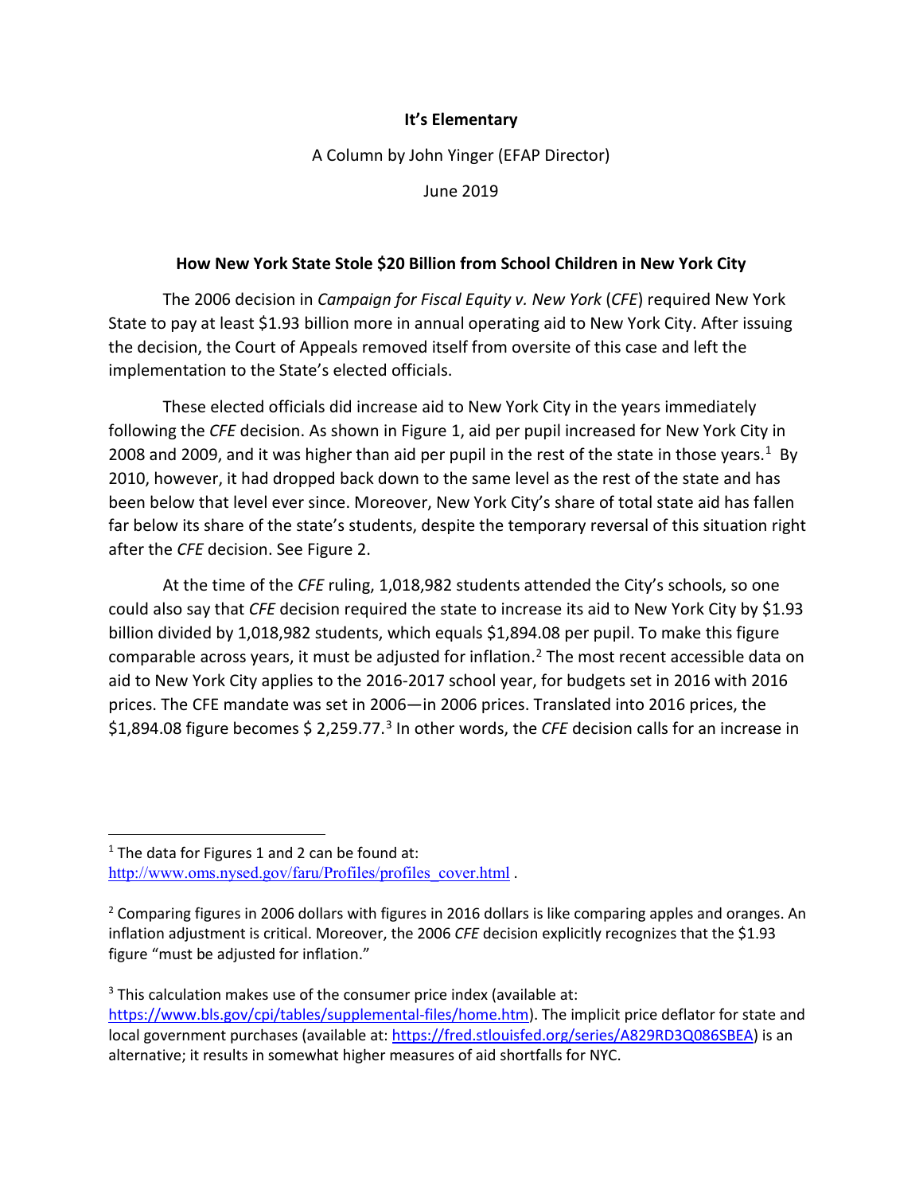**It's Elementary**

A Column by John Yinger (EFAP Director)

June 2019

## How New York State Stole $20 Billion from School Children in New York City

The 2006 decision in *Campaign for Fiscal Equity v. New York* (*CFE*) required New York State to pay at least $1.93 billion more in annual operating aid to New York City. After issuing the decision, the Court of Appeals removed itself from oversite of this case and left the implementation to the State's elected officials.

These elected officials did increase aid to New York City in the years immediately following the *CFE* decision. As shown in Figure 1, aid per pupil increased for New York City in 2008 and 2009, and it was higher than aid per pupil in the rest of the state in those years.[1] By 2010, however, it had dropped back down to the same level as the rest of the state and has been below that level ever since. Moreover, New York City's share of total state aid has fallen far below its share of the state's students, despite the temporary reversal of this situation right after the *CFE* decision. See Figure 2.

At the time of the *CFE* ruling, 1,018,982 students attended the City's schools, so one could also say that *CFE* decision required the state to increase its aid to New York City by $1.93 billion divided by 1,018,982 students, which equals $1,894.08 per pupil. To make this figure comparable across years, it must be adjusted for inflation.[2] The most recent accessible data on aid to New York City applies to the 2016-2017 school year, for budgets set in 2016 with 2016 prices. The CFE mandate was set in 2006—in 2006 prices. Translated into 2016 prices, the $1,894.08 figure becomes $ 2,259.77.[3] In other words, the *CFE* decision calls for an increase in

---

[1] The data for Figures 1 and 2 can be found at: http://www.oms.nysed.gov/faru/Profiles/profiles_cover.html .

[2] Comparing figures in 2006 dollars with figures in 2016 dollars is like comparing apples and oranges. An inflation adjustment is critical. Moreover, the 2006 *CFE* decision explicitly recognizes that the $1.93 figure "must be adjusted for inflation."

[3] This calculation makes use of the consumer price index (available at: https://www.bls.gov/cpi/tables/supplemental-files/home.htm). The implicit price deflator for state and local government purchases (available at: https://fred.stlouisfed.org/series/A829RD3Q086SBEA) is an alternative; it results in somewhat higher measures of aid shortfalls for NYC.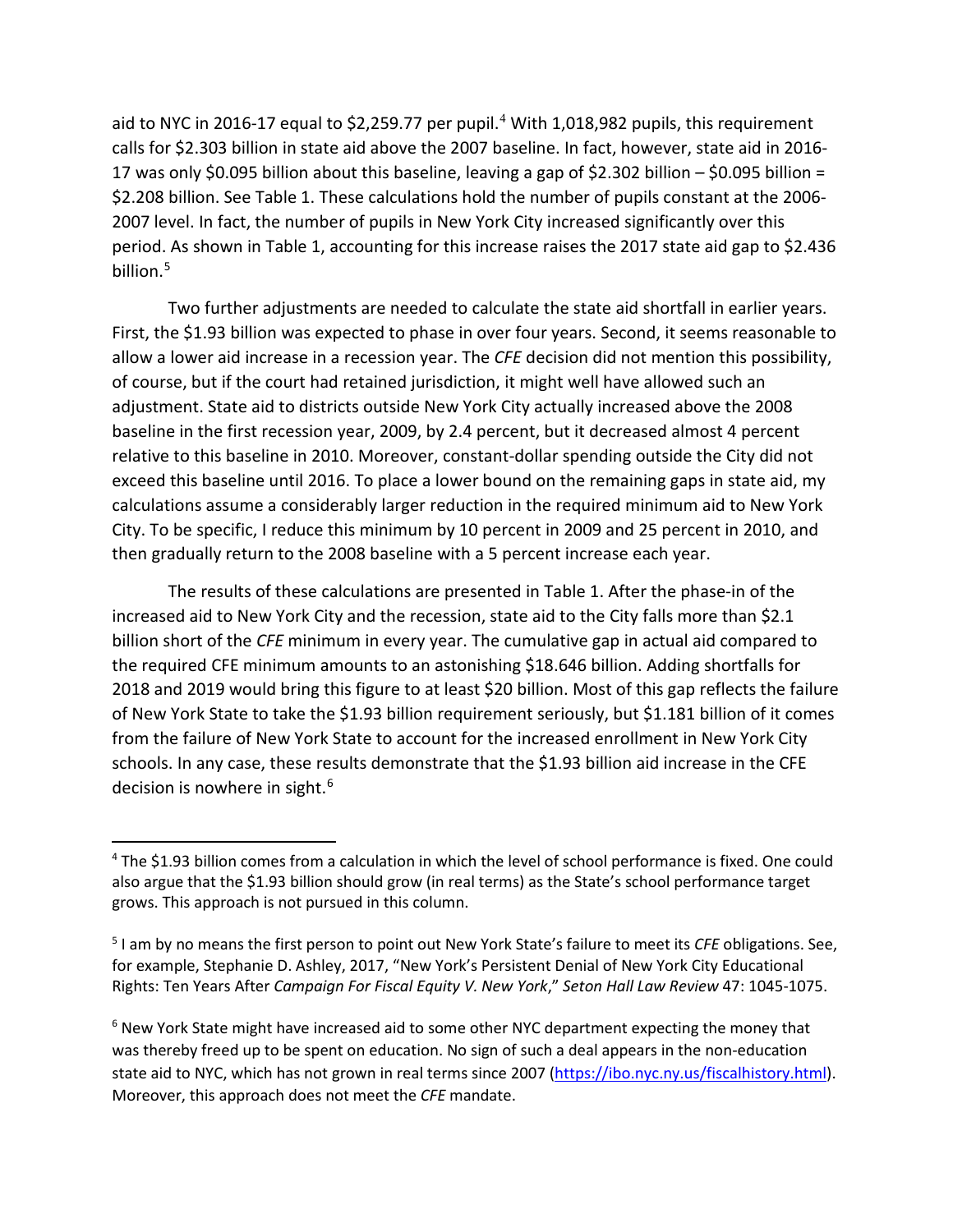aid to NYC in 2016-17 equal to \$2,259.77 per pupil.[4] With 1,018,982 pupils, this requirement calls for \$2.303 billion in state aid above the 2007 baseline. In fact, however, state aid in 2016-17 was only \$0.095 billion about this baseline, leaving a gap of \$2.302 billion – \$0.095 billion = \$2.208 billion. See Table 1. These calculations hold the number of pupils constant at the 2006-2007 level. In fact, the number of pupils in New York City increased significantly over this period. As shown in Table 1, accounting for this increase raises the 2017 state aid gap to \$2.436 billion.[5]

Two further adjustments are needed to calculate the state aid shortfall in earlier years. First, the \$1.93 billion was expected to phase in over four years. Second, it seems reasonable to allow a lower aid increase in a recession year. The *CFE* decision did not mention this possibility, of course, but if the court had retained jurisdiction, it might well have allowed such an adjustment. State aid to districts outside New York City actually increased above the 2008 baseline in the first recession year, 2009, by 2.4 percent, but it decreased almost 4 percent relative to this baseline in 2010. Moreover, constant-dollar spending outside the City did not exceed this baseline until 2016. To place a lower bound on the remaining gaps in state aid, my calculations assume a considerably larger reduction in the required minimum aid to New York City. To be specific, I reduce this minimum by 10 percent in 2009 and 25 percent in 2010, and then gradually return to the 2008 baseline with a 5 percent increase each year.

The results of these calculations are presented in Table 1. After the phase-in of the increased aid to New York City and the recession, state aid to the City falls more than \$2.1 billion short of the *CFE* minimum in every year. The cumulative gap in actual aid compared to the required CFE minimum amounts to an astonishing \$18.646 billion. Adding shortfalls for 2018 and 2019 would bring this figure to at least \$20 billion. Most of this gap reflects the failure of New York State to take the \$1.93 billion requirement seriously, but \$1.181 billion of it comes from the failure of New York State to account for the increased enrollment in New York City schools. In any case, these results demonstrate that the \$1.93 billion aid increase in the CFE decision is nowhere in sight.[6]

---

[4] The \$1.93 billion comes from a calculation in which the level of school performance is fixed. One could also argue that the \$1.93 billion should grow (in real terms) as the State's school performance target grows. This approach is not pursued in this column.

[5] I am by no means the first person to point out New York State's failure to meet its *CFE* obligations. See, for example, Stephanie D. Ashley, 2017, "New York's Persistent Denial of New York City Educational Rights: Ten Years After *Campaign For Fiscal Equity V. New York*," *Seton Hall Law Review* 47: 1045-1075.

[6] New York State might have increased aid to some other NYC department expecting the money that was thereby freed up to be spent on education. No sign of such a deal appears in the non-education state aid to NYC, which has not grown in real terms since 2007 (https://ibo.nyc.ny.us/fiscalhistory.html). Moreover, this approach does not meet the *CFE* mandate.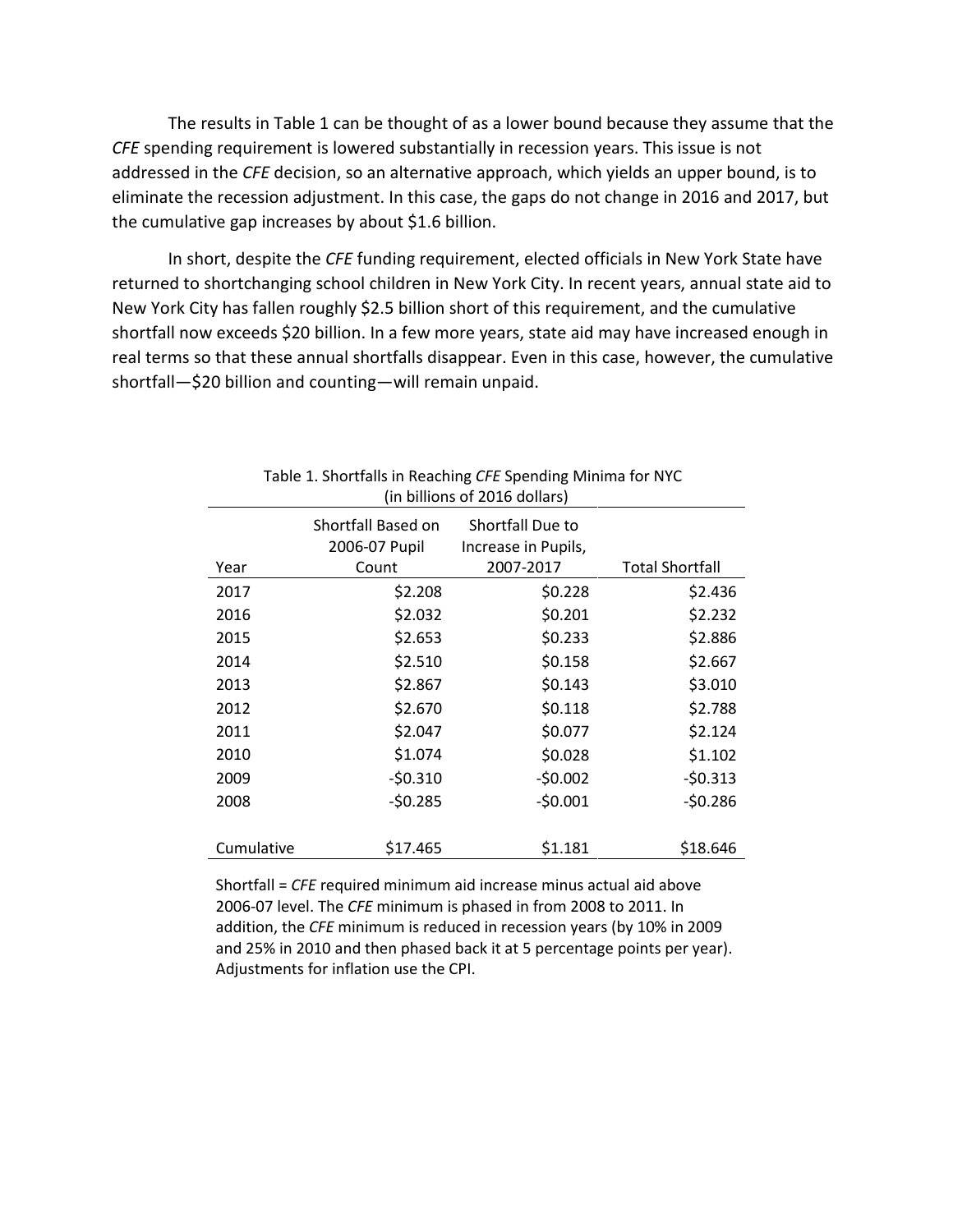The results in Table 1 can be thought of as a lower bound because they assume that the *CFE* spending requirement is lowered substantially in recession years. This issue is not addressed in the *CFE* decision, so an alternative approach, which yields an upper bound, is to eliminate the recession adjustment. In this case, the gaps do not change in 2016 and 2017, but the cumulative gap increases by about $1.6 billion.

In short, despite the *CFE* funding requirement, elected officials in New York State have returned to shortchanging school children in New York City. In recent years, annual state aid to New York City has fallen roughly $2.5 billion short of this requirement, and the cumulative shortfall now exceeds $20 billion. In a few more years, state aid may have increased enough in real terms so that these annual shortfalls disappear. Even in this case, however, the cumulative shortfall—$20 billion and counting—will remain unpaid.

Table 1. Shortfalls in Reaching *CFE* Spending Minima for NYC (in billions of 2016 dollars)

| Year | Shortfall Based on 2006-07 Pupil Count | Shortfall Due to Increase in Pupils, 2007-2017 | Total Shortfall |
|---|---|---|---|
| 2017 | $2.208 | $0.228 | $2.436 |
| 2016 | $2.032 | $0.201 | $2.232 |
| 2015 | $2.653 | $0.233 | $2.886 |
| 2014 | $2.510 | $0.158 | $2.667 |
| 2013 | $2.867 | $0.143 | $3.010 |
| 2012 | $2.670 | $0.118 | $2.788 |
| 2011 | $2.047 | $0.077 | $2.124 |
| 2010 | $1.074 | $0.028 | $1.102 |
| 2009 | -$0.310 | -$0.002 | -$0.313 |
| 2008 | -$0.285 | -$0.001 | -$0.286 |
| Cumulative | $17.465 | $1.181 | $18.646 |

Shortfall = *CFE* required minimum aid increase minus actual aid above 2006-07 level. The *CFE* minimum is phased in from 2008 to 2011. In addition, the *CFE* minimum is reduced in recession years (by 10% in 2009 and 25% in 2010 and then phased back it at 5 percentage points per year). Adjustments for inflation use the CPI.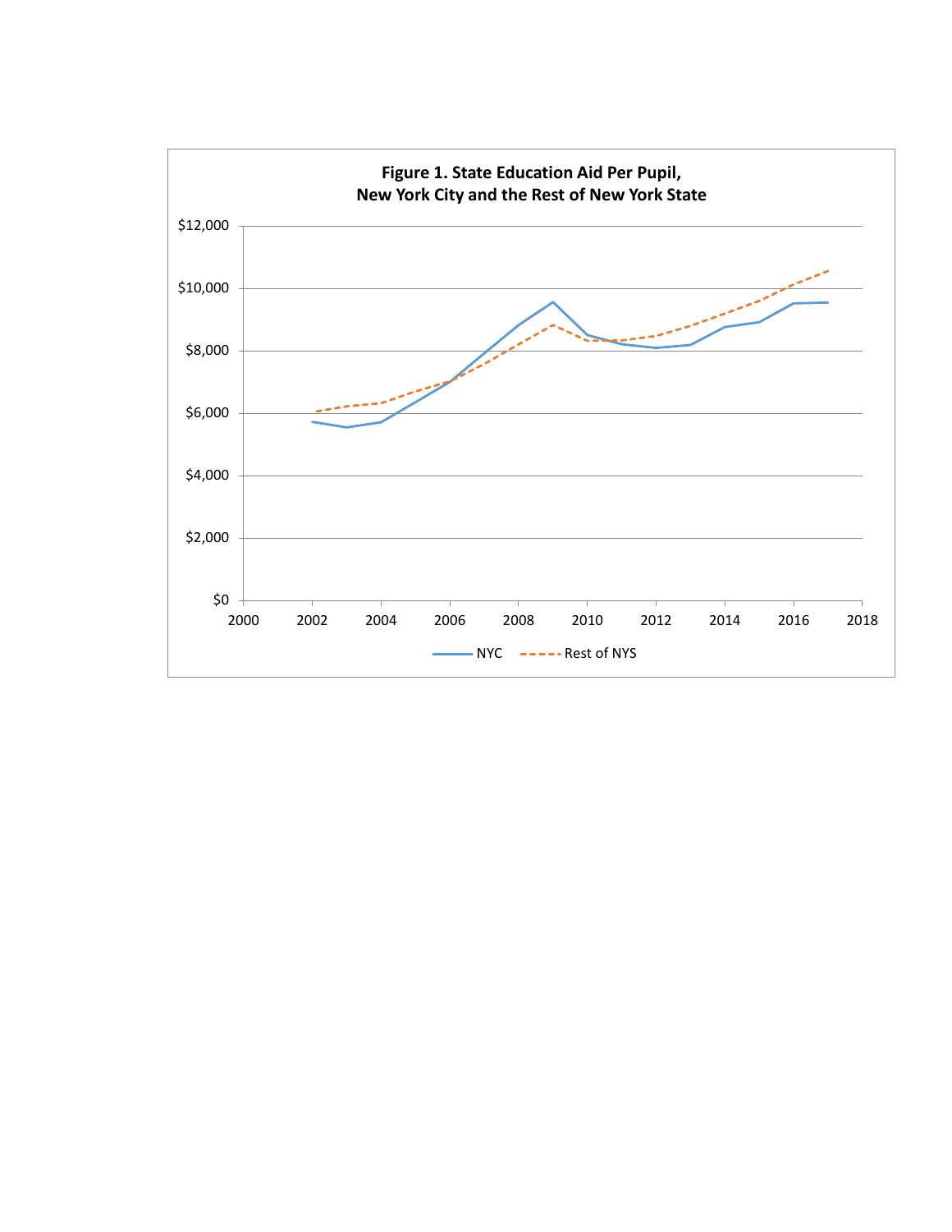**Figure 1. State Education Aid Per Pupil, New York City and the Rest of New York State**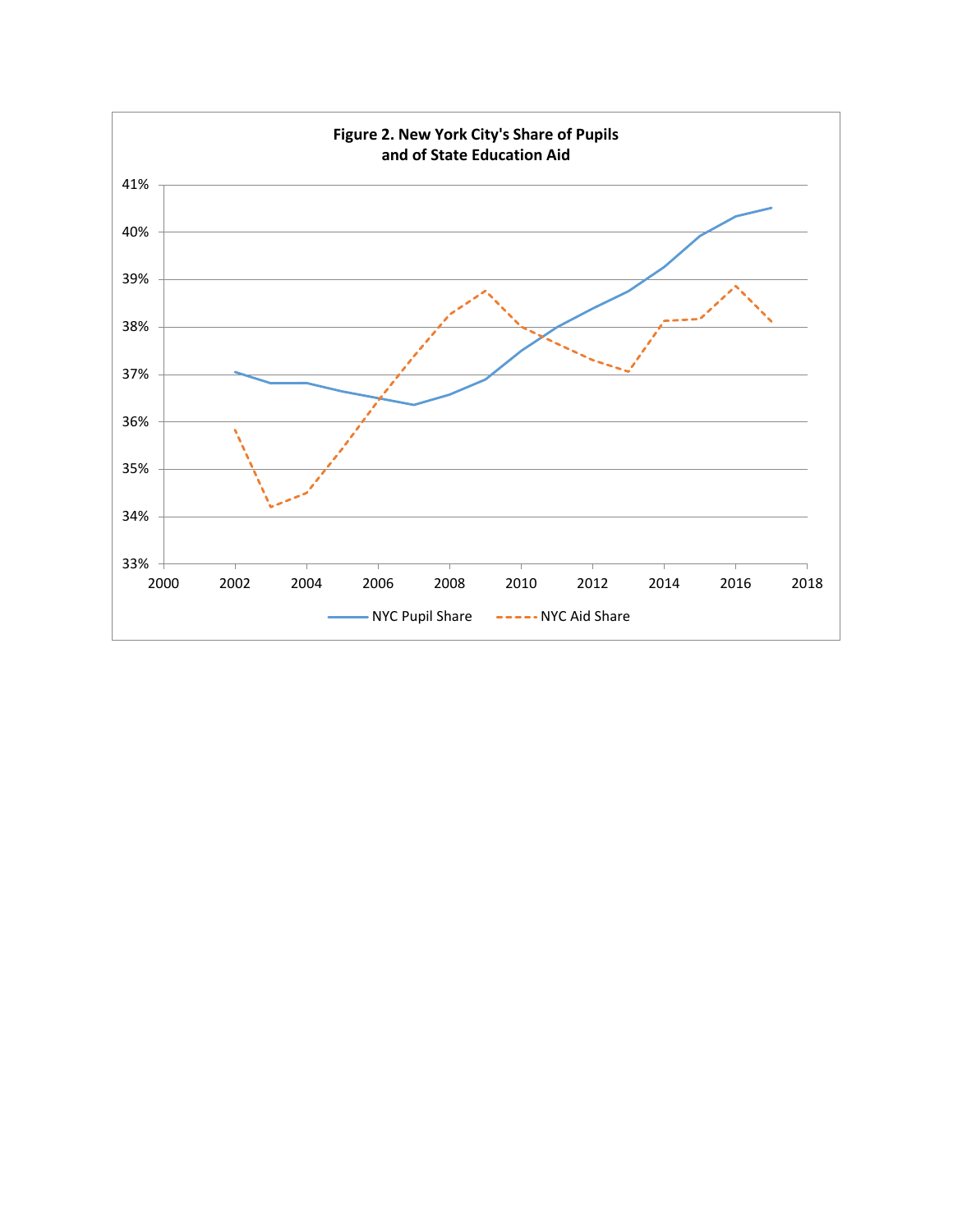**Figure 2. New York City's Share of Pupils and of State Education Aid**

41%
40%
39%
38%
37%
36%
35%
34%
33%

2000 2002 2004 2006 2008 2010 2012 2014 2016 2018

NYC Pupil Share
NYC Aid Share